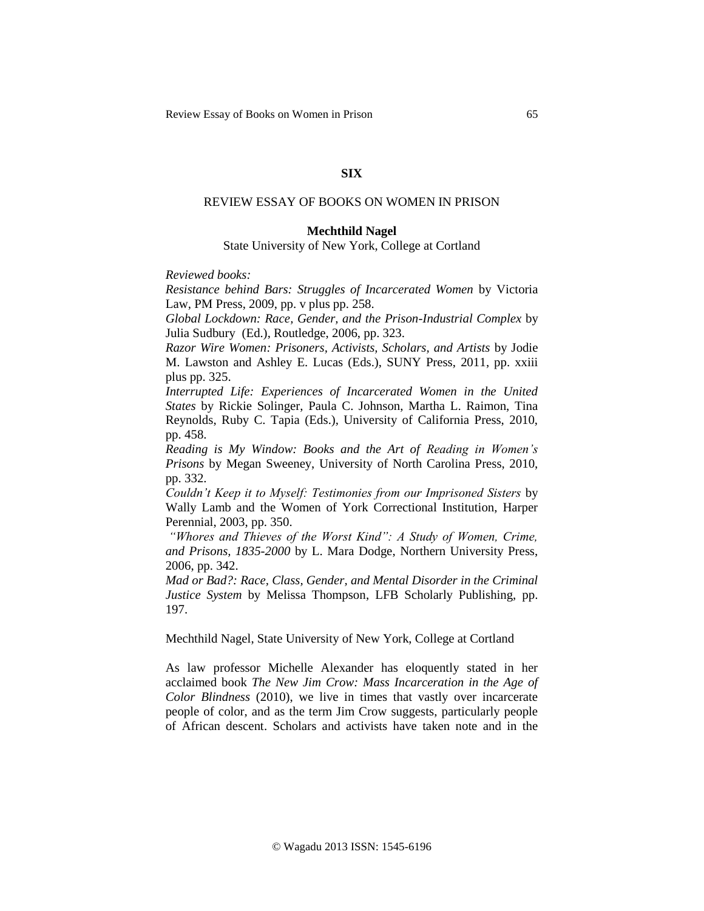# SIX

## REVIEW ESSAY OF BOOKS ON WOMEN IN PRISON

**Mechthild Nagel**

State University of New York, College at Cortland

*Reviewed books:*

*Resistance behind Bars: Struggles of Incarcerated Women* by Victoria Law, PM Press, 2009, pp. v plus pp. 258.

*Global Lockdown: Race, Gender, and the Prison-Industrial Complex* by Julia Sudbury (Ed.), Routledge, 2006, pp. 323.

*Razor Wire Women: Prisoners, Activists, Scholars, and Artists* by Jodie M. Lawston and Ashley E. Lucas (Eds.), SUNY Press, 2011, pp. xxiii plus pp. 325.

*Interrupted Life: Experiences of Incarcerated Women in the United States* by Rickie Solinger, Paula C. Johnson, Martha L. Raimon, Tina Reynolds, Ruby C. Tapia (Eds.), University of California Press, 2010, pp. 458.

*Reading is My Window: Books and the Art of Reading in Women's Prisons* by Megan Sweeney, University of North Carolina Press, 2010, pp. 332.

*Couldn't Keep it to Myself: Testimonies from our Imprisoned Sisters* by Wally Lamb and the Women of York Correctional Institution, Harper Perennial, 2003, pp. 350.

*"Whores and Thieves of the Worst Kind": A Study of Women, Crime, and Prisons, 1835-2000* by L. Mara Dodge, Northern University Press, 2006, pp. 342.

*Mad or Bad?: Race, Class, Gender, and Mental Disorder in the Criminal Justice System* by Melissa Thompson, LFB Scholarly Publishing, pp. 197.

Mechthild Nagel, State University of New York, College at Cortland

As law professor Michelle Alexander has eloquently stated in her acclaimed book *The New Jim Crow: Mass Incarceration in the Age of Color Blindness* (2010), we live in times that vastly over incarcerate people of color, and as the term Jim Crow suggests, particularly people of African descent. Scholars and activists have taken note and in the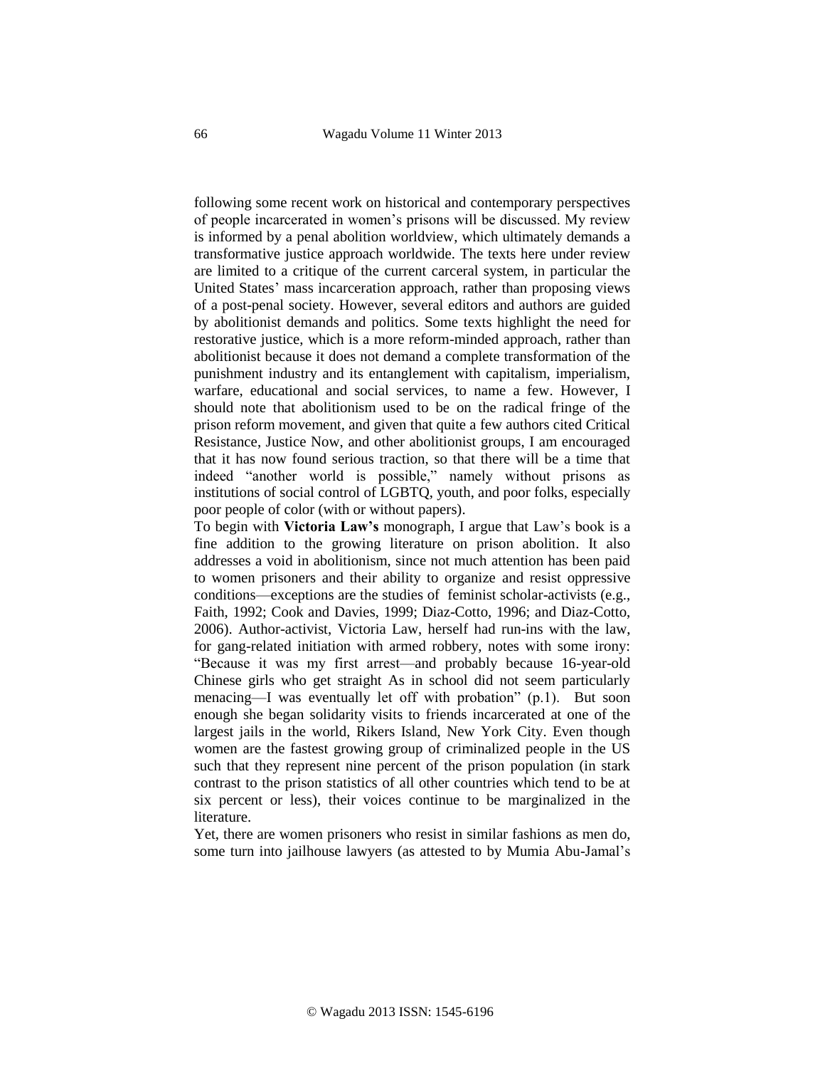following some recent work on historical and contemporary perspectives of people incarcerated in women's prisons will be discussed. My review is informed by a penal abolition worldview, which ultimately demands a transformative justice approach worldwide. The texts here under review are limited to a critique of the current carceral system, in particular the United States' mass incarceration approach, rather than proposing views of a post-penal society. However, several editors and authors are guided by abolitionist demands and politics. Some texts highlight the need for restorative justice, which is a more reform-minded approach, rather than abolitionist because it does not demand a complete transformation of the punishment industry and its entanglement with capitalism, imperialism, warfare, educational and social services, to name a few. However, I should note that abolitionism used to be on the radical fringe of the prison reform movement, and given that quite a few authors cited Critical Resistance, Justice Now, and other abolitionist groups, I am encouraged that it has now found serious traction, so that there will be a time that indeed "another world is possible," namely without prisons as institutions of social control of LGBTQ, youth, and poor folks, especially poor people of color (with or without papers).

To begin with **Victoria Law's** monograph, I argue that Law's book is a fine addition to the growing literature on prison abolition. It also addresses a void in abolitionism, since not much attention has been paid to women prisoners and their ability to organize and resist oppressive conditions—exceptions are the studies of feminist scholar-activists (e.g., Faith, 1992; Cook and Davies, 1999; Diaz-Cotto, 1996; and Diaz-Cotto, 2006). Author-activist, Victoria Law, herself had run-ins with the law, for gang-related initiation with armed robbery, notes with some irony: "Because it was my first arrest—and probably because 16-year-old Chinese girls who get straight As in school did not seem particularly menacing—I was eventually let off with probation" (p.1). But soon enough she began solidarity visits to friends incarcerated at one of the largest jails in the world, Rikers Island, New York City. Even though women are the fastest growing group of criminalized people in the US such that they represent nine percent of the prison population (in stark contrast to the prison statistics of all other countries which tend to be at six percent or less), their voices continue to be marginalized in the literature.

Yet, there are women prisoners who resist in similar fashions as men do, some turn into jailhouse lawyers (as attested to by Mumia Abu-Jamal's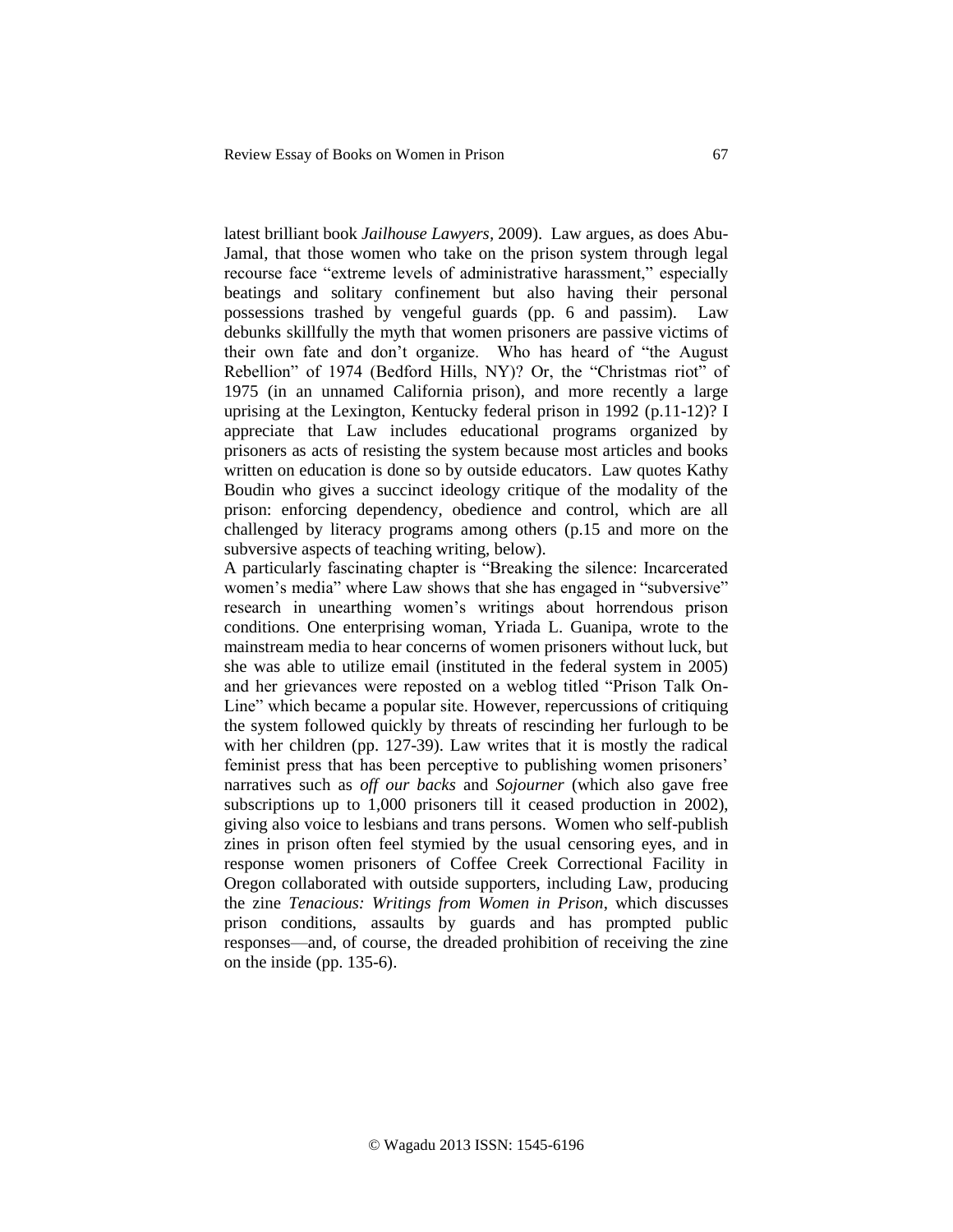latest brilliant book *Jailhouse Lawyers,* 2009). Law argues, as does Abu-Jamal, that those women who take on the prison system through legal recourse face "extreme levels of administrative harassment," especially beatings and solitary confinement but also having their personal possessions trashed by vengeful guards (pp. 6 and passim). Law debunks skillfully the myth that women prisoners are passive victims of their own fate and don't organize. Who has heard of "the August Rebellion" of 1974 (Bedford Hills, NY)? Or, the "Christmas riot" of 1975 (in an unnamed California prison), and more recently a large uprising at the Lexington, Kentucky federal prison in 1992 (p.11-12)? I appreciate that Law includes educational programs organized by prisoners as acts of resisting the system because most articles and books written on education is done so by outside educators. Law quotes Kathy Boudin who gives a succinct ideology critique of the modality of the prison: enforcing dependency, obedience and control, which are all challenged by literacy programs among others (p.15 and more on the subversive aspects of teaching writing, below).

A particularly fascinating chapter is "Breaking the silence: Incarcerated women's media" where Law shows that she has engaged in "subversive" research in unearthing women's writings about horrendous prison conditions. One enterprising woman, Yriada L. Guanipa, wrote to the mainstream media to hear concerns of women prisoners without luck, but she was able to utilize email (instituted in the federal system in 2005) and her grievances were reposted on a weblog titled "Prison Talk On-Line" which became a popular site. However, repercussions of critiquing the system followed quickly by threats of rescinding her furlough to be with her children (pp. 127-39). Law writes that it is mostly the radical feminist press that has been perceptive to publishing women prisoners' narratives such as *off our backs* and *Sojourner* (which also gave free subscriptions up to 1,000 prisoners till it ceased production in 2002), giving also voice to lesbians and trans persons. Women who self-publish zines in prison often feel stymied by the usual censoring eyes, and in response women prisoners of Coffee Creek Correctional Facility in Oregon collaborated with outside supporters, including Law, producing the zine *Tenacious: Writings from Women in Prison,* which discusses prison conditions, assaults by guards and has prompted public responses—and, of course, the dreaded prohibition of receiving the zine on the inside (pp. 135-6).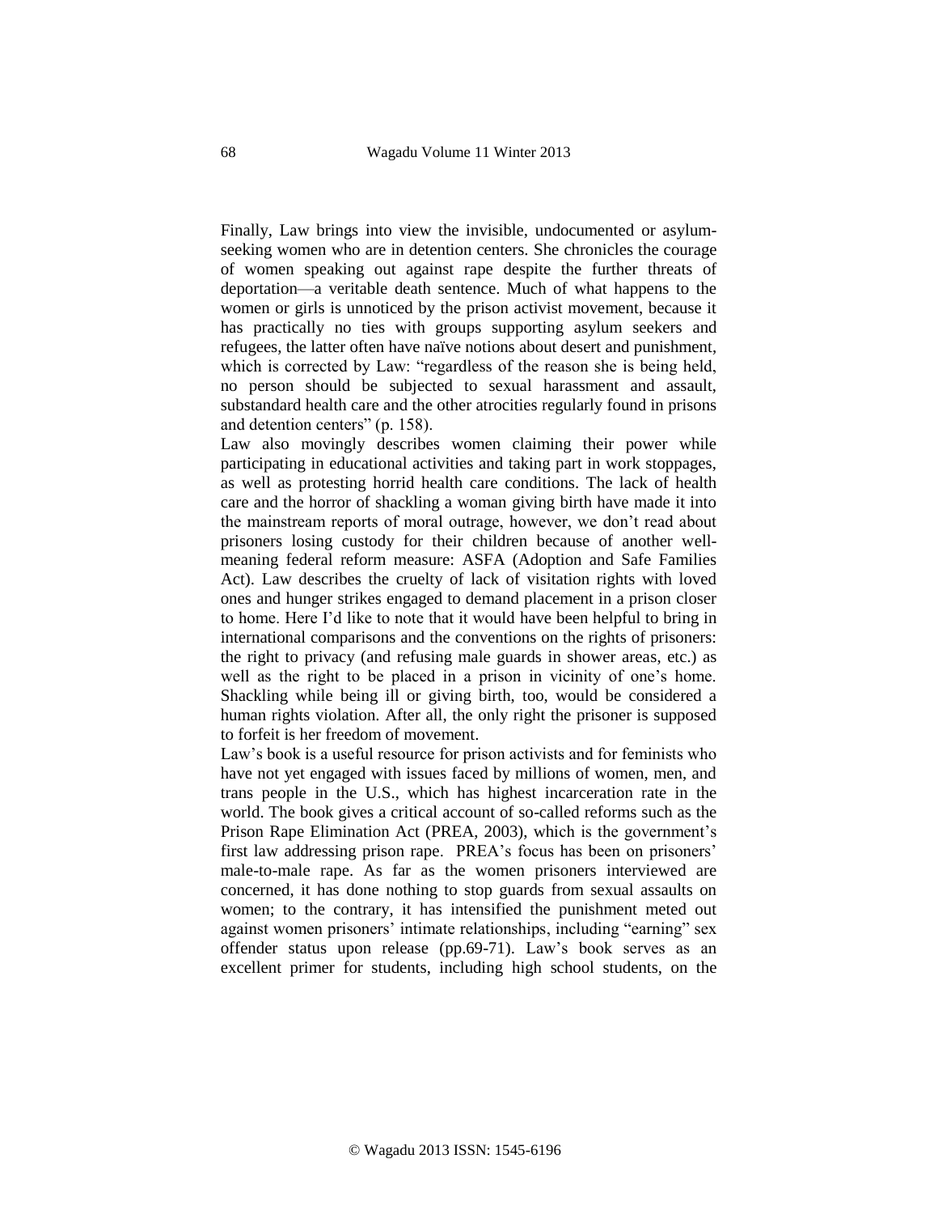Finally, Law brings into view the invisible, undocumented or asylum-seeking women who are in detention centers. She chronicles the courage of women speaking out against rape despite the further threats of deportation—a veritable death sentence. Much of what happens to the women or girls is unnoticed by the prison activist movement, because it has practically no ties with groups supporting asylum seekers and refugees, the latter often have naïve notions about desert and punishment, which is corrected by Law: "regardless of the reason she is being held, no person should be subjected to sexual harassment and assault, substandard health care and the other atrocities regularly found in prisons and detention centers" (p. 158).

Law also movingly describes women claiming their power while participating in educational activities and taking part in work stoppages, as well as protesting horrid health care conditions. The lack of health care and the horror of shackling a woman giving birth have made it into the mainstream reports of moral outrage, however, we don't read about prisoners losing custody for their children because of another well-meaning federal reform measure: ASFA (Adoption and Safe Families Act). Law describes the cruelty of lack of visitation rights with loved ones and hunger strikes engaged to demand placement in a prison closer to home. Here I'd like to note that it would have been helpful to bring in international comparisons and the conventions on the rights of prisoners: the right to privacy (and refusing male guards in shower areas, etc.) as well as the right to be placed in a prison in vicinity of one's home. Shackling while being ill or giving birth, too, would be considered a human rights violation. After all, the only right the prisoner is supposed to forfeit is her freedom of movement.

Law's book is a useful resource for prison activists and for feminists who have not yet engaged with issues faced by millions of women, men, and trans people in the U.S., which has highest incarceration rate in the world. The book gives a critical account of so-called reforms such as the Prison Rape Elimination Act (PREA, 2003), which is the government's first law addressing prison rape. PREA's focus has been on prisoners' male-to-male rape. As far as the women prisoners interviewed are concerned, it has done nothing to stop guards from sexual assaults on women; to the contrary, it has intensified the punishment meted out against women prisoners' intimate relationships, including "earning" sex offender status upon release (pp.69-71). Law's book serves as an excellent primer for students, including high school students, on the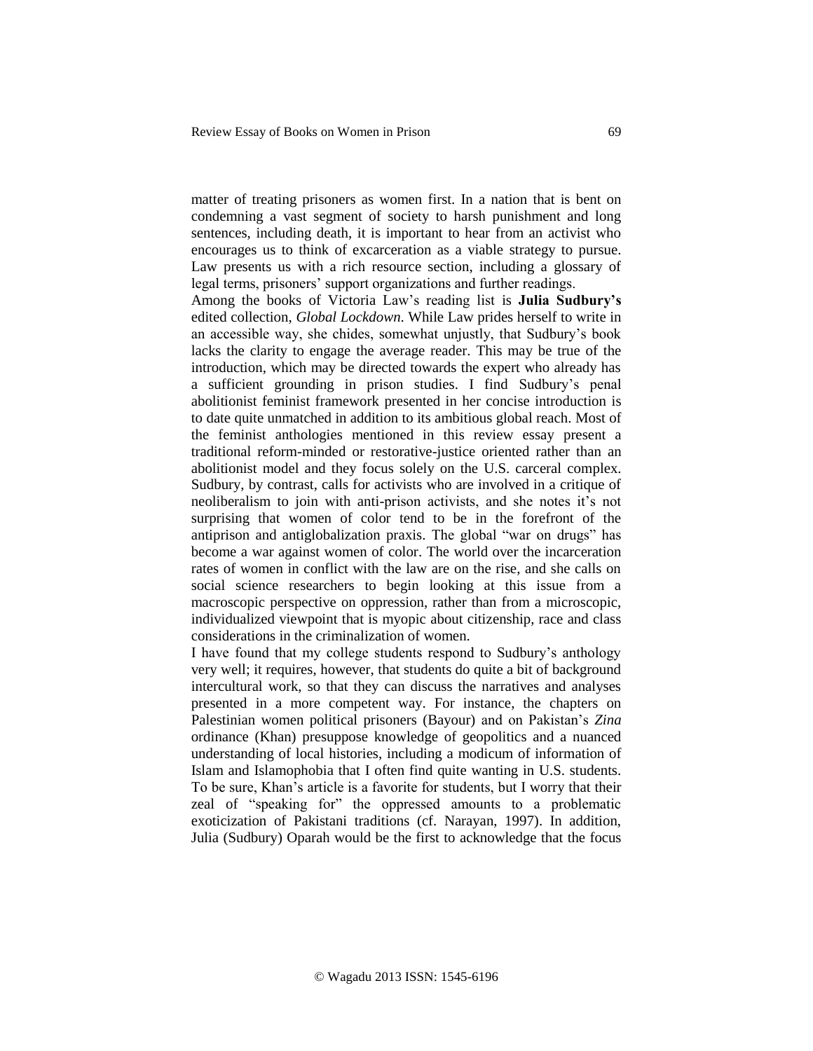matter of treating prisoners as women first. In a nation that is bent on condemning a vast segment of society to harsh punishment and long sentences, including death, it is important to hear from an activist who encourages us to think of excarceration as a viable strategy to pursue. Law presents us with a rich resource section, including a glossary of legal terms, prisoners' support organizations and further readings.

Among the books of Victoria Law's reading list is **Julia Sudbury's** edited collection, *Global Lockdown*. While Law prides herself to write in an accessible way, she chides, somewhat unjustly, that Sudbury's book lacks the clarity to engage the average reader. This may be true of the introduction, which may be directed towards the expert who already has a sufficient grounding in prison studies. I find Sudbury's penal abolitionist feminist framework presented in her concise introduction is to date quite unmatched in addition to its ambitious global reach. Most of the feminist anthologies mentioned in this review essay present a traditional reform-minded or restorative-justice oriented rather than an abolitionist model and they focus solely on the U.S. carceral complex. Sudbury, by contrast, calls for activists who are involved in a critique of neoliberalism to join with anti-prison activists, and she notes it's not surprising that women of color tend to be in the forefront of the antiprison and antiglobalization praxis. The global "war on drugs" has become a war against women of color. The world over the incarceration rates of women in conflict with the law are on the rise, and she calls on social science researchers to begin looking at this issue from a macroscopic perspective on oppression, rather than from a microscopic, individualized viewpoint that is myopic about citizenship, race and class considerations in the criminalization of women.

I have found that my college students respond to Sudbury's anthology very well; it requires, however, that students do quite a bit of background intercultural work, so that they can discuss the narratives and analyses presented in a more competent way. For instance, the chapters on Palestinian women political prisoners (Bayour) and on Pakistan's *Zina* ordinance (Khan) presuppose knowledge of geopolitics and a nuanced understanding of local histories, including a modicum of information of Islam and Islamophobia that I often find quite wanting in U.S. students. To be sure, Khan's article is a favorite for students, but I worry that their zeal of "speaking for" the oppressed amounts to a problematic exoticization of Pakistani traditions (cf. Narayan, 1997). In addition, Julia (Sudbury) Oparah would be the first to acknowledge that the focus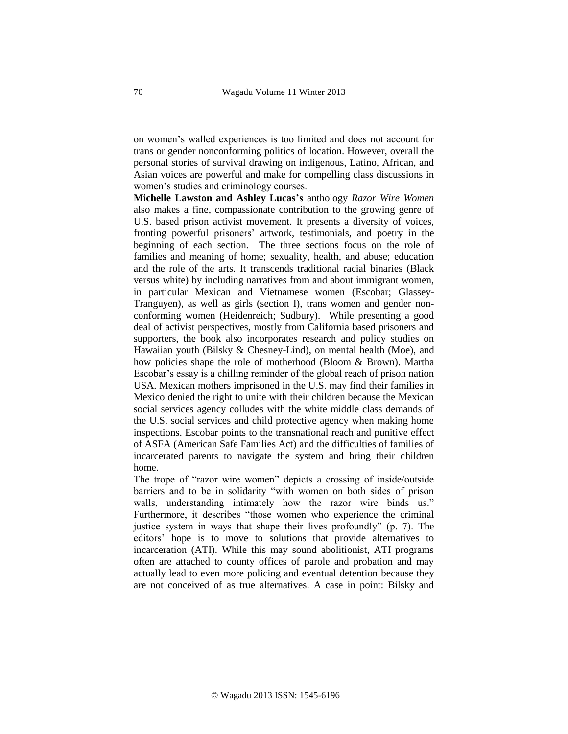on women's walled experiences is too limited and does not account for trans or gender nonconforming politics of location. However, overall the personal stories of survival drawing on indigenous, Latino, African, and Asian voices are powerful and make for compelling class discussions in women's studies and criminology courses.

**Michelle Lawston and Ashley Lucas's** anthology *Razor Wire Women* also makes a fine, compassionate contribution to the growing genre of U.S. based prison activist movement. It presents a diversity of voices, fronting powerful prisoners' artwork, testimonials, and poetry in the beginning of each section. The three sections focus on the role of families and meaning of home; sexuality, health, and abuse; education and the role of the arts. It transcends traditional racial binaries (Black versus white) by including narratives from and about immigrant women, in particular Mexican and Vietnamese women (Escobar; Glassey-Tranguyen), as well as girls (section I), trans women and gender non-conforming women (Heidenreich; Sudbury). While presenting a good deal of activist perspectives, mostly from California based prisoners and supporters, the book also incorporates research and policy studies on Hawaiian youth (Bilsky & Chesney-Lind), on mental health (Moe), and how policies shape the role of motherhood (Bloom & Brown). Martha Escobar's essay is a chilling reminder of the global reach of prison nation USA. Mexican mothers imprisoned in the U.S. may find their families in Mexico denied the right to unite with their children because the Mexican social services agency colludes with the white middle class demands of the U.S. social services and child protective agency when making home inspections. Escobar points to the transnational reach and punitive effect of ASFA (American Safe Families Act) and the difficulties of families of incarcerated parents to navigate the system and bring their children home.

The trope of "razor wire women" depicts a crossing of inside/outside barriers and to be in solidarity "with women on both sides of prison walls, understanding intimately how the razor wire binds us." Furthermore, it describes "those women who experience the criminal justice system in ways that shape their lives profoundly" (p. 7). The editors' hope is to move to solutions that provide alternatives to incarceration (ATI). While this may sound abolitionist, ATI programs often are attached to county offices of parole and probation and may actually lead to even more policing and eventual detention because they are not conceived of as true alternatives. A case in point: Bilsky and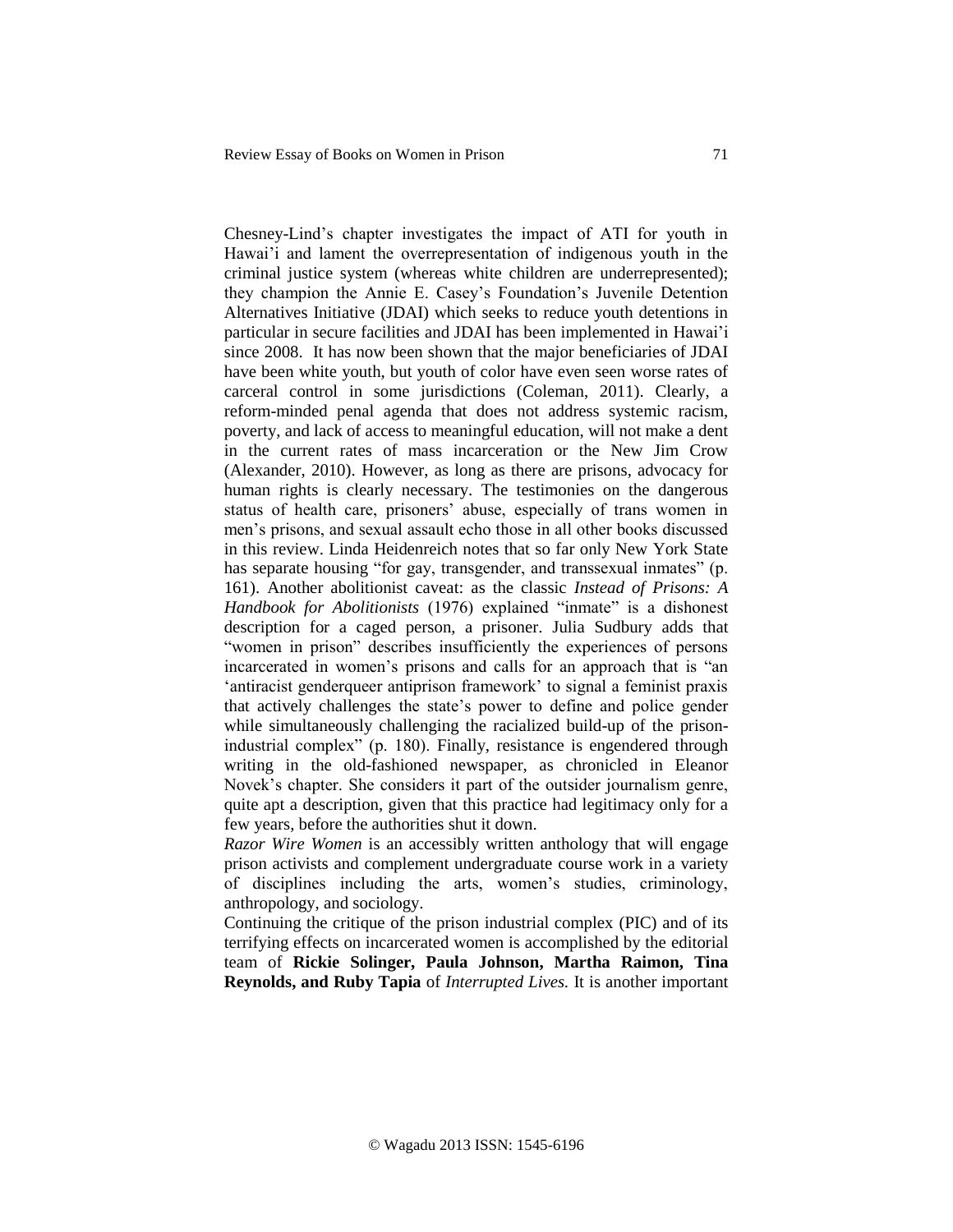Chesney-Lind's chapter investigates the impact of ATI for youth in Hawai'i and lament the overrepresentation of indigenous youth in the criminal justice system (whereas white children are underrepresented); they champion the Annie E. Casey's Foundation's Juvenile Detention Alternatives Initiative (JDAI) which seeks to reduce youth detentions in particular in secure facilities and JDAI has been implemented in Hawai'i since 2008. It has now been shown that the major beneficiaries of JDAI have been white youth, but youth of color have even seen worse rates of carceral control in some jurisdictions (Coleman, 2011). Clearly, a reform-minded penal agenda that does not address systemic racism, poverty, and lack of access to meaningful education, will not make a dent in the current rates of mass incarceration or the New Jim Crow (Alexander, 2010). However, as long as there are prisons, advocacy for human rights is clearly necessary. The testimonies on the dangerous status of health care, prisoners' abuse, especially of trans women in men's prisons, and sexual assault echo those in all other books discussed in this review. Linda Heidenreich notes that so far only New York State has separate housing "for gay, transgender, and transsexual inmates" (p. 161). Another abolitionist caveat: as the classic *Instead of Prisons: A Handbook for Abolitionists* (1976) explained "inmate" is a dishonest description for a caged person, a prisoner. Julia Sudbury adds that "women in prison" describes insufficiently the experiences of persons incarcerated in women's prisons and calls for an approach that is "an 'antiracist genderqueer antiprison framework' to signal a feminist praxis that actively challenges the state's power to define and police gender while simultaneously challenging the racialized build-up of the prison-industrial complex" (p. 180). Finally, resistance is engendered through writing in the old-fashioned newspaper, as chronicled in Eleanor Novek's chapter. She considers it part of the outsider journalism genre, quite apt a description, given that this practice had legitimacy only for a few years, before the authorities shut it down.

*Razor Wire Women* is an accessibly written anthology that will engage prison activists and complement undergraduate course work in a variety of disciplines including the arts, women's studies, criminology, anthropology, and sociology.

Continuing the critique of the prison industrial complex (PIC) and of its terrifying effects on incarcerated women is accomplished by the editorial team of **Rickie Solinger, Paula Johnson, Martha Raimon, Tina Reynolds, and Ruby Tapia** of *Interrupted Lives.* It is another important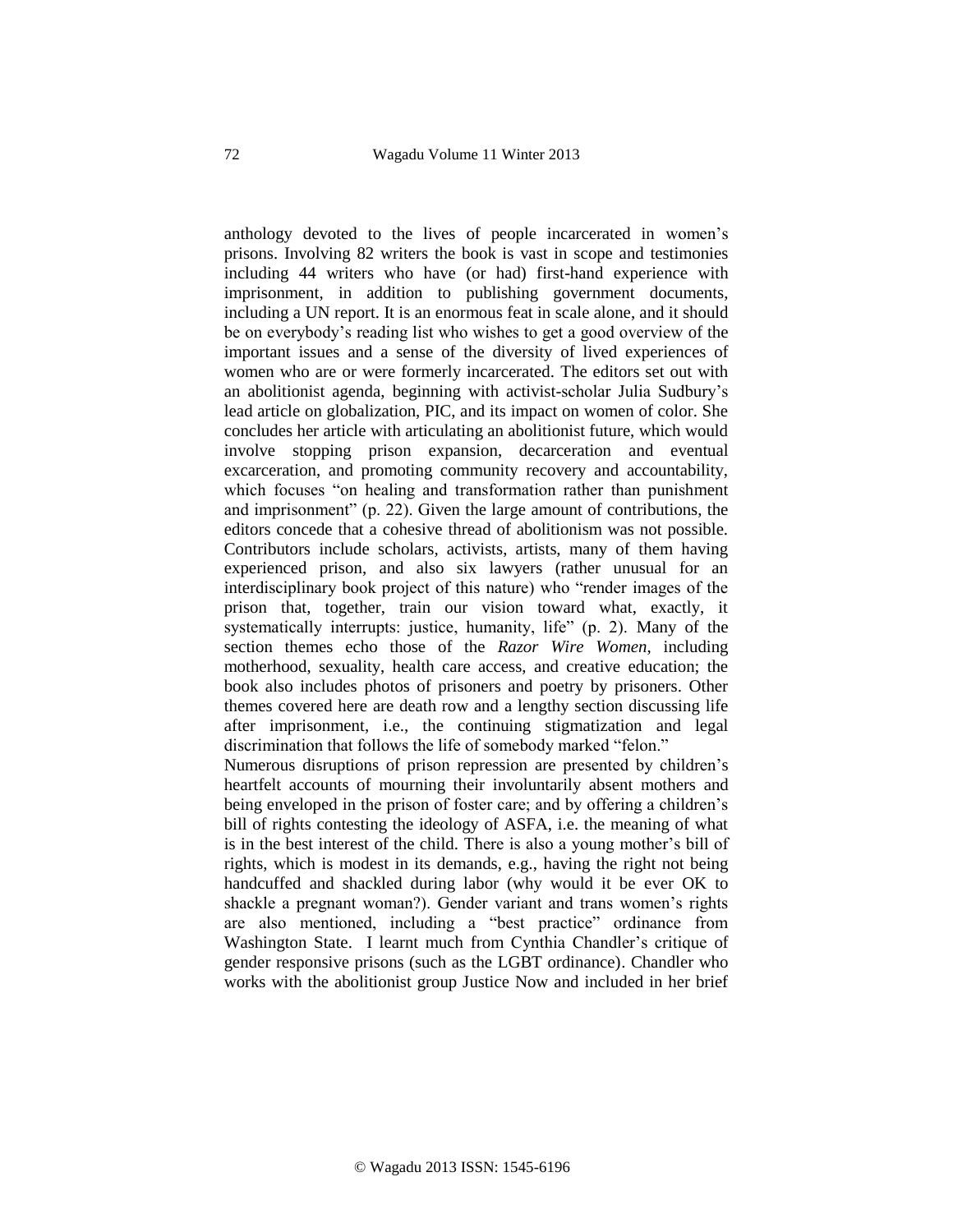anthology devoted to the lives of people incarcerated in women's prisons. Involving 82 writers the book is vast in scope and testimonies including 44 writers who have (or had) first-hand experience with imprisonment, in addition to publishing government documents, including a UN report. It is an enormous feat in scale alone, and it should be on everybody's reading list who wishes to get a good overview of the important issues and a sense of the diversity of lived experiences of women who are or were formerly incarcerated. The editors set out with an abolitionist agenda, beginning with activist-scholar Julia Sudbury's lead article on globalization, PIC, and its impact on women of color. She concludes her article with articulating an abolitionist future, which would involve stopping prison expansion, decarceration and eventual excarceration, and promoting community recovery and accountability, which focuses "on healing and transformation rather than punishment and imprisonment" (p. 22). Given the large amount of contributions, the editors concede that a cohesive thread of abolitionism was not possible. Contributors include scholars, activists, artists, many of them having experienced prison, and also six lawyers (rather unusual for an interdisciplinary book project of this nature) who "render images of the prison that, together, train our vision toward what, exactly, it systematically interrupts: justice, humanity, life" (p. 2). Many of the section themes echo those of the *Razor Wire Women*, including motherhood, sexuality, health care access, and creative education; the book also includes photos of prisoners and poetry by prisoners. Other themes covered here are death row and a lengthy section discussing life after imprisonment, i.e., the continuing stigmatization and legal discrimination that follows the life of somebody marked "felon."

Numerous disruptions of prison repression are presented by children's heartfelt accounts of mourning their involuntarily absent mothers and being enveloped in the prison of foster care; and by offering a children's bill of rights contesting the ideology of ASFA, i.e. the meaning of what is in the best interest of the child. There is also a young mother's bill of rights, which is modest in its demands, e.g., having the right not being handcuffed and shackled during labor (why would it be ever OK to shackle a pregnant woman?). Gender variant and trans women's rights are also mentioned, including a "best practice" ordinance from Washington State. I learnt much from Cynthia Chandler's critique of gender responsive prisons (such as the LGBT ordinance). Chandler who works with the abolitionist group Justice Now and included in her brief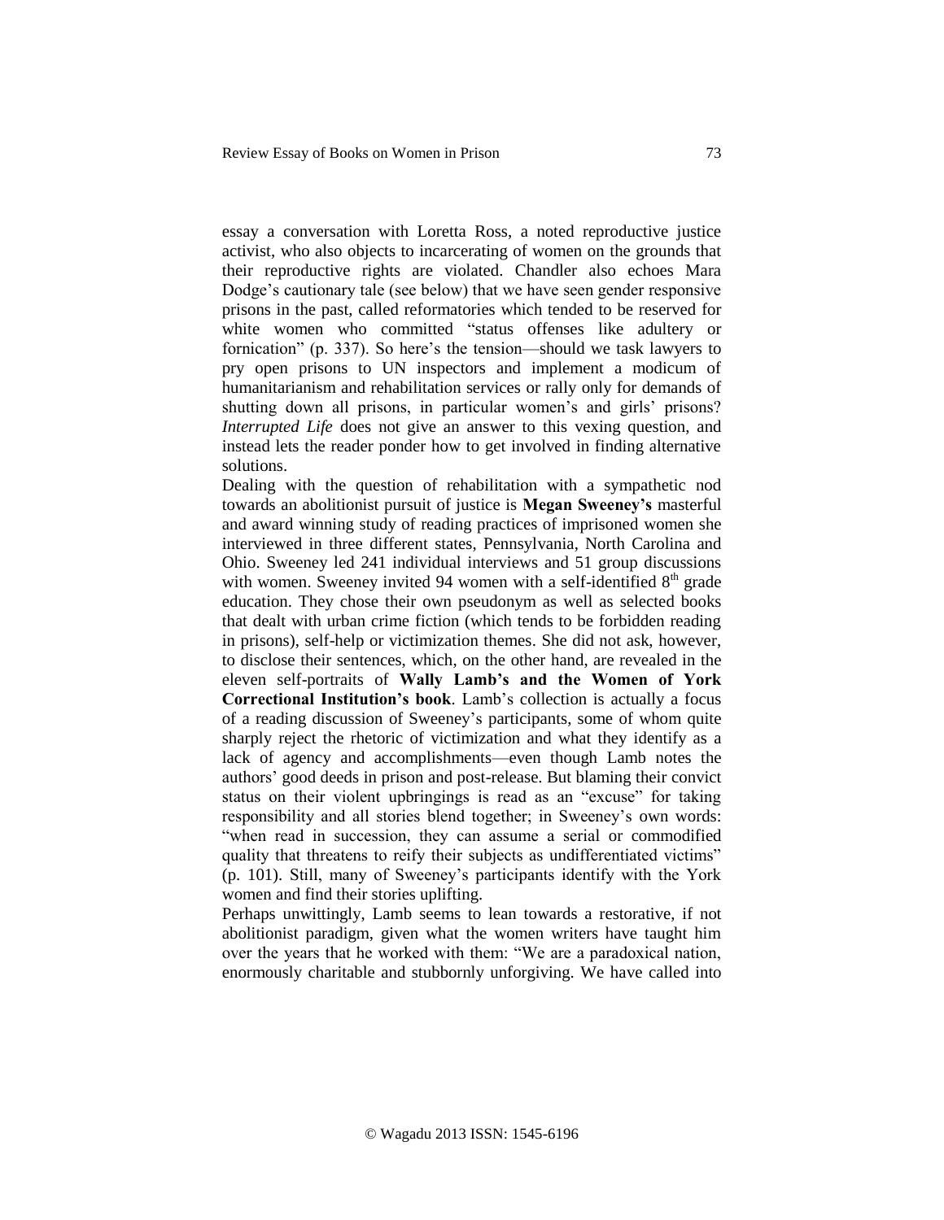essay a conversation with Loretta Ross, a noted reproductive justice activist, who also objects to incarcerating of women on the grounds that their reproductive rights are violated. Chandler also echoes Mara Dodge's cautionary tale (see below) that we have seen gender responsive prisons in the past, called reformatories which tended to be reserved for white women who committed "status offenses like adultery or fornication" (p. 337). So here's the tension—should we task lawyers to pry open prisons to UN inspectors and implement a modicum of humanitarianism and rehabilitation services or rally only for demands of shutting down all prisons, in particular women's and girls' prisons? *Interrupted Life* does not give an answer to this vexing question, and instead lets the reader ponder how to get involved in finding alternative solutions.

Dealing with the question of rehabilitation with a sympathetic nod towards an abolitionist pursuit of justice is **Megan Sweeney's** masterful and award winning study of reading practices of imprisoned women she interviewed in three different states, Pennsylvania, North Carolina and Ohio. Sweeney led 241 individual interviews and 51 group discussions with women. Sweeney invited 94 women with a self-identified 8th grade education. They chose their own pseudonym as well as selected books that dealt with urban crime fiction (which tends to be forbidden reading in prisons), self-help or victimization themes. She did not ask, however, to disclose their sentences, which, on the other hand, are revealed in the eleven self-portraits of **Wally Lamb's and the Women of York Correctional Institution's book**. Lamb's collection is actually a focus of a reading discussion of Sweeney's participants, some of whom quite sharply reject the rhetoric of victimization and what they identify as a lack of agency and accomplishments—even though Lamb notes the authors' good deeds in prison and post-release. But blaming their convict status on their violent upbringings is read as an "excuse" for taking responsibility and all stories blend together; in Sweeney's own words: "when read in succession, they can assume a serial or commodified quality that threatens to reify their subjects as undifferentiated victims" (p. 101). Still, many of Sweeney's participants identify with the York women and find their stories uplifting.

Perhaps unwittingly, Lamb seems to lean towards a restorative, if not abolitionist paradigm, given what the women writers have taught him over the years that he worked with them: "We are a paradoxical nation, enormously charitable and stubbornly unforgiving. We have called into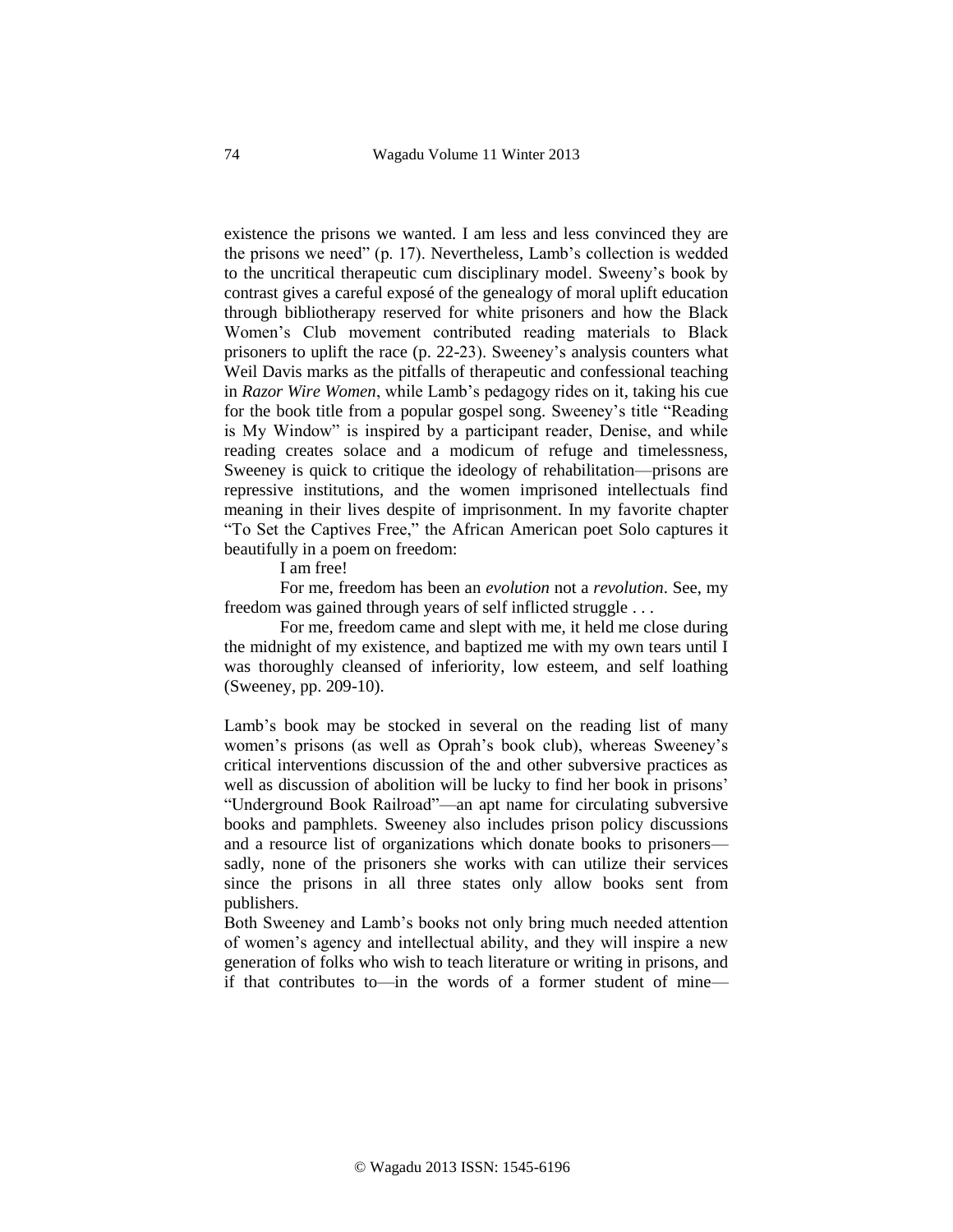existence the prisons we wanted. I am less and less convinced they are the prisons we need" (p. 17). Nevertheless, Lamb's collection is wedded to the uncritical therapeutic cum disciplinary model. Sweeny's book by contrast gives a careful exposé of the genealogy of moral uplift education through bibliotherapy reserved for white prisoners and how the Black Women's Club movement contributed reading materials to Black prisoners to uplift the race (p. 22-23). Sweeney's analysis counters what Weil Davis marks as the pitfalls of therapeutic and confessional teaching in *Razor Wire Women*, while Lamb's pedagogy rides on it, taking his cue for the book title from a popular gospel song. Sweeney's title "Reading is My Window" is inspired by a participant reader, Denise, and while reading creates solace and a modicum of refuge and timelessness, Sweeney is quick to critique the ideology of rehabilitation—prisons are repressive institutions, and the women imprisoned intellectuals find meaning in their lives despite of imprisonment. In my favorite chapter "To Set the Captives Free," the African American poet Solo captures it beautifully in a poem on freedom:

I am free!

For me, freedom has been an *evolution* not a *revolution*. See, my freedom was gained through years of self inflicted struggle . . .

For me, freedom came and slept with me, it held me close during the midnight of my existence, and baptized me with my own tears until I was thoroughly cleansed of inferiority, low esteem, and self loathing (Sweeney, pp. 209-10).

Lamb's book may be stocked in several on the reading list of many women's prisons (as well as Oprah's book club), whereas Sweeney's critical interventions discussion of the and other subversive practices as well as discussion of abolition will be lucky to find her book in prisons' "Underground Book Railroad"—an apt name for circulating subversive books and pamphlets. Sweeney also includes prison policy discussions and a resource list of organizations which donate books to prisoners—sadly, none of the prisoners she works with can utilize their services since the prisons in all three states only allow books sent from publishers.

Both Sweeney and Lamb's books not only bring much needed attention of women's agency and intellectual ability, and they will inspire a new generation of folks who wish to teach literature or writing in prisons, and if that contributes to—in the words of a former student of mine—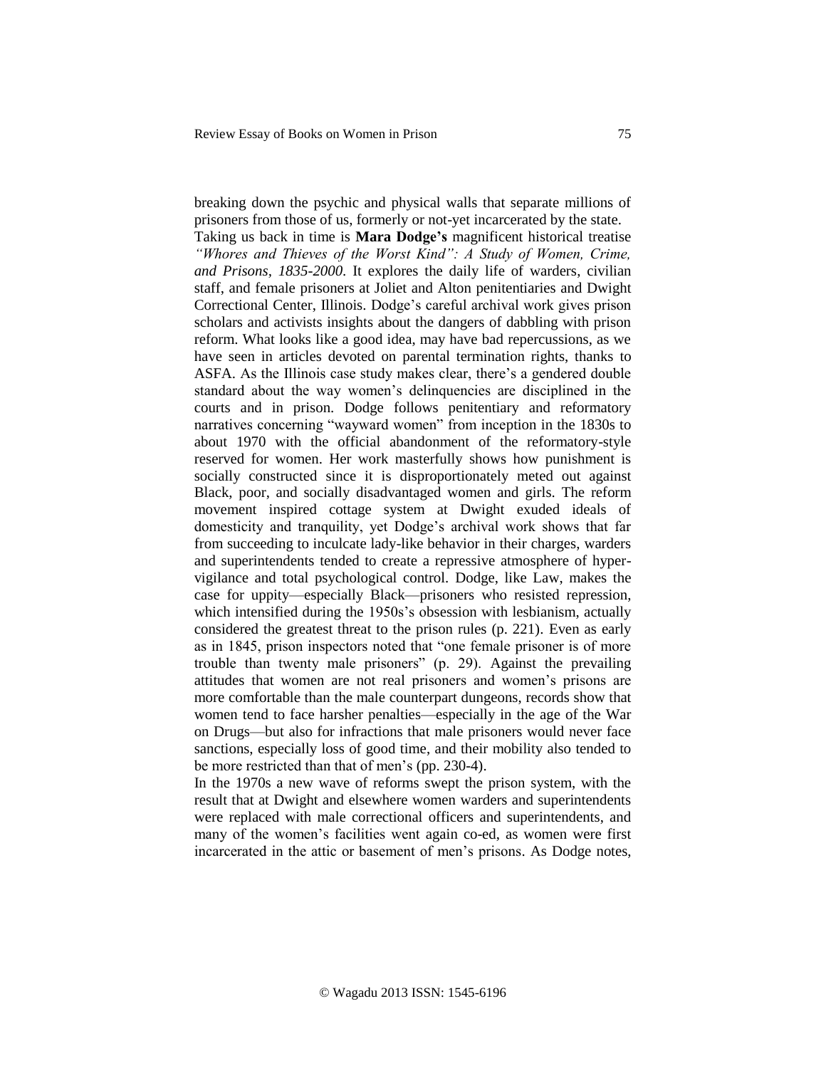breaking down the psychic and physical walls that separate millions of prisoners from those of us, formerly or not-yet incarcerated by the state.

Taking us back in time is **Mara Dodge's** magnificent historical treatise *"Whores and Thieves of the Worst Kind": A Study of Women, Crime, and Prisons, 1835-2000*. It explores the daily life of warders, civilian staff, and female prisoners at Joliet and Alton penitentiaries and Dwight Correctional Center, Illinois. Dodge's careful archival work gives prison scholars and activists insights about the dangers of dabbling with prison reform. What looks like a good idea, may have bad repercussions, as we have seen in articles devoted on parental termination rights, thanks to ASFA. As the Illinois case study makes clear, there's a gendered double standard about the way women's delinquencies are disciplined in the courts and in prison. Dodge follows penitentiary and reformatory narratives concerning "wayward women" from inception in the 1830s to about 1970 with the official abandonment of the reformatory-style reserved for women. Her work masterfully shows how punishment is socially constructed since it is disproportionately meted out against Black, poor, and socially disadvantaged women and girls. The reform movement inspired cottage system at Dwight exuded ideals of domesticity and tranquility, yet Dodge's archival work shows that far from succeeding to inculcate lady-like behavior in their charges, warders and superintendents tended to create a repressive atmosphere of hyper-vigilance and total psychological control. Dodge, like Law, makes the case for uppity—especially Black—prisoners who resisted repression, which intensified during the 1950s's obsession with lesbianism, actually considered the greatest threat to the prison rules (p. 221). Even as early as in 1845, prison inspectors noted that "one female prisoner is of more trouble than twenty male prisoners" (p. 29). Against the prevailing attitudes that women are not real prisoners and women's prisons are more comfortable than the male counterpart dungeons, records show that women tend to face harsher penalties—especially in the age of the War on Drugs—but also for infractions that male prisoners would never face sanctions, especially loss of good time, and their mobility also tended to be more restricted than that of men's (pp. 230-4).

In the 1970s a new wave of reforms swept the prison system, with the result that at Dwight and elsewhere women warders and superintendents were replaced with male correctional officers and superintendents, and many of the women's facilities went again co-ed, as women were first incarcerated in the attic or basement of men's prisons. As Dodge notes,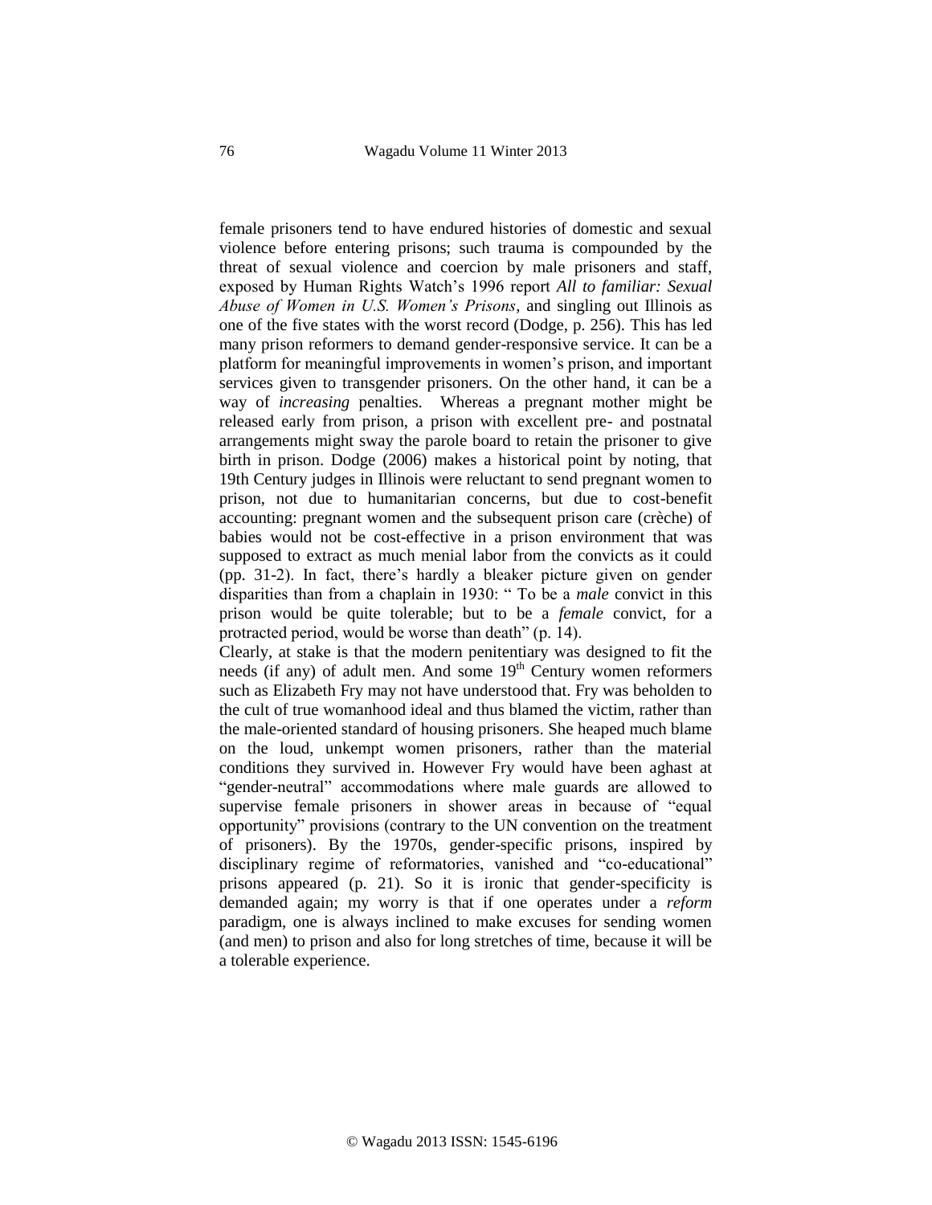female prisoners tend to have endured histories of domestic and sexual violence before entering prisons; such trauma is compounded by the threat of sexual violence and coercion by male prisoners and staff, exposed by Human Rights Watch's 1996 report *All to familiar: Sexual Abuse of Women in U.S. Women's Prisons*, and singling out Illinois as one of the five states with the worst record (Dodge, p. 256). This has led many prison reformers to demand gender-responsive service. It can be a platform for meaningful improvements in women's prison, and important services given to transgender prisoners. On the other hand, it can be a way of *increasing* penalties. Whereas a pregnant mother might be released early from prison, a prison with excellent pre- and postnatal arrangements might sway the parole board to retain the prisoner to give birth in prison. Dodge (2006) makes a historical point by noting, that 19th Century judges in Illinois were reluctant to send pregnant women to prison, not due to humanitarian concerns, but due to cost-benefit accounting: pregnant women and the subsequent prison care (crèche) of babies would not be cost-effective in a prison environment that was supposed to extract as much menial labor from the convicts as it could (pp. 31-2). In fact, there's hardly a bleaker picture given on gender disparities than from a chaplain in 1930: " To be a *male* convict in this prison would be quite tolerable; but to be a *female* convict, for a protracted period, would be worse than death" (p. 14).

Clearly, at stake is that the modern penitentiary was designed to fit the needs (if any) of adult men. And some 19th Century women reformers such as Elizabeth Fry may not have understood that. Fry was beholden to the cult of true womanhood ideal and thus blamed the victim, rather than the male-oriented standard of housing prisoners. She heaped much blame on the loud, unkempt women prisoners, rather than the material conditions they survived in. However Fry would have been aghast at "gender-neutral" accommodations where male guards are allowed to supervise female prisoners in shower areas in because of "equal opportunity" provisions (contrary to the UN convention on the treatment of prisoners). By the 1970s, gender-specific prisons, inspired by disciplinary regime of reformatories, vanished and "co-educational" prisons appeared (p. 21). So it is ironic that gender-specificity is demanded again; my worry is that if one operates under a *reform* paradigm, one is always inclined to make excuses for sending women (and men) to prison and also for long stretches of time, because it will be a tolerable experience.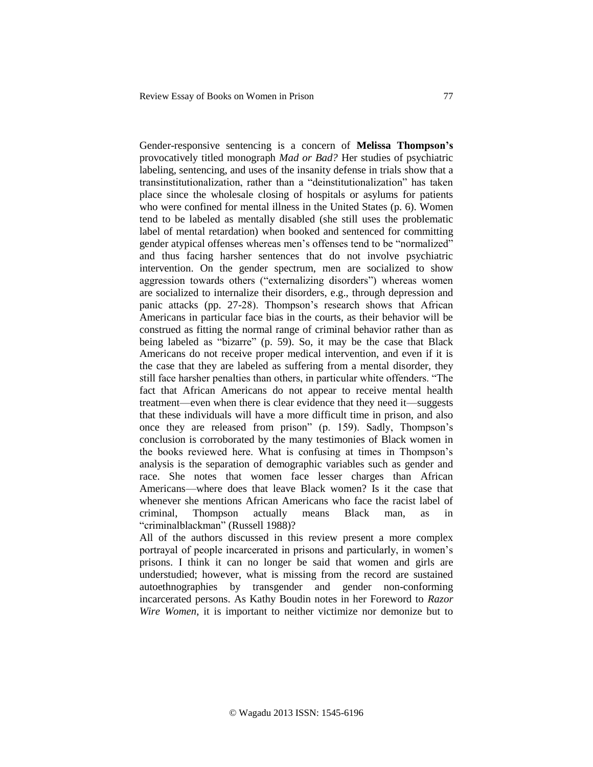Gender-responsive sentencing is a concern of **Melissa Thompson's** provocatively titled monograph *Mad or Bad?* Her studies of psychiatric labeling, sentencing, and uses of the insanity defense in trials show that a transinstitutionalization, rather than a "deinstitutionalization" has taken place since the wholesale closing of hospitals or asylums for patients who were confined for mental illness in the United States (p. 6). Women tend to be labeled as mentally disabled (she still uses the problematic label of mental retardation) when booked and sentenced for committing gender atypical offenses whereas men's offenses tend to be "normalized" and thus facing harsher sentences that do not involve psychiatric intervention. On the gender spectrum, men are socialized to show aggression towards others ("externalizing disorders") whereas women are socialized to internalize their disorders, e.g., through depression and panic attacks (pp. 27-28). Thompson's research shows that African Americans in particular face bias in the courts, as their behavior will be construed as fitting the normal range of criminal behavior rather than as being labeled as "bizarre" (p. 59). So, it may be the case that Black Americans do not receive proper medical intervention, and even if it is the case that they are labeled as suffering from a mental disorder, they still face harsher penalties than others, in particular white offenders. "The fact that African Americans do not appear to receive mental health treatment—even when there is clear evidence that they need it—suggests that these individuals will have a more difficult time in prison, and also once they are released from prison" (p. 159). Sadly, Thompson's conclusion is corroborated by the many testimonies of Black women in the books reviewed here. What is confusing at times in Thompson's analysis is the separation of demographic variables such as gender and race. She notes that women face lesser charges than African Americans—where does that leave Black women? Is it the case that whenever she mentions African Americans who face the racist label of criminal, Thompson actually means Black man, as in "criminalblackman" (Russell 1988)?

All of the authors discussed in this review present a more complex portrayal of people incarcerated in prisons and particularly, in women's prisons. I think it can no longer be said that women and girls are understudied; however, what is missing from the record are sustained autoethnographies by transgender and gender non-conforming incarcerated persons. As Kathy Boudin notes in her Foreword to *Razor Wire Women*, it is important to neither victimize nor demonize but to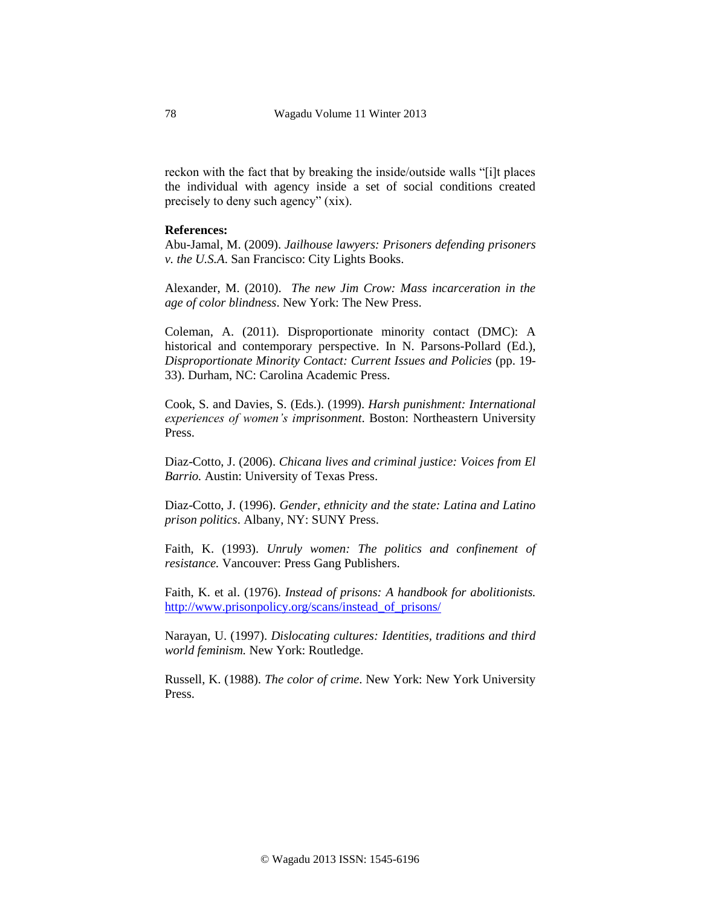reckon with the fact that by breaking the inside/outside walls "[i]t places the individual with agency inside a set of social conditions created precisely to deny such agency" (xix).

**References:**

Abu-Jamal, M. (2009). *Jailhouse lawyers: Prisoners defending prisoners v. the U.S.A.* San Francisco: City Lights Books.

Alexander, M. (2010). *The new Jim Crow: Mass incarceration in the age of color blindness*. New York: The New Press.

Coleman, A. (2011). Disproportionate minority contact (DMC): A historical and contemporary perspective. In N. Parsons-Pollard (Ed.), *Disproportionate Minority Contact: Current Issues and Policies* (pp. 19-33). Durham, NC: Carolina Academic Press.

Cook, S. and Davies, S. (Eds.). (1999). *Harsh punishment: International experiences of women's imprisonment*. Boston: Northeastern University Press.

Diaz-Cotto, J. (2006). *Chicana lives and criminal justice: Voices from El Barrio.* Austin: University of Texas Press.

Diaz-Cotto, J. (1996). *Gender, ethnicity and the state: Latina and Latino prison politics*. Albany, NY: SUNY Press.

Faith, K. (1993). *Unruly women: The politics and confinement of resistance.* Vancouver: Press Gang Publishers.

Faith, K. et al. (1976). *Instead of prisons: A handbook for abolitionists.* http://www.prisonpolicy.org/scans/instead_of_prisons/

Narayan, U. (1997). *Dislocating cultures: Identities, traditions and third world feminism.* New York: Routledge.

Russell, K. (1988). *The color of crime*. New York: New York University Press.